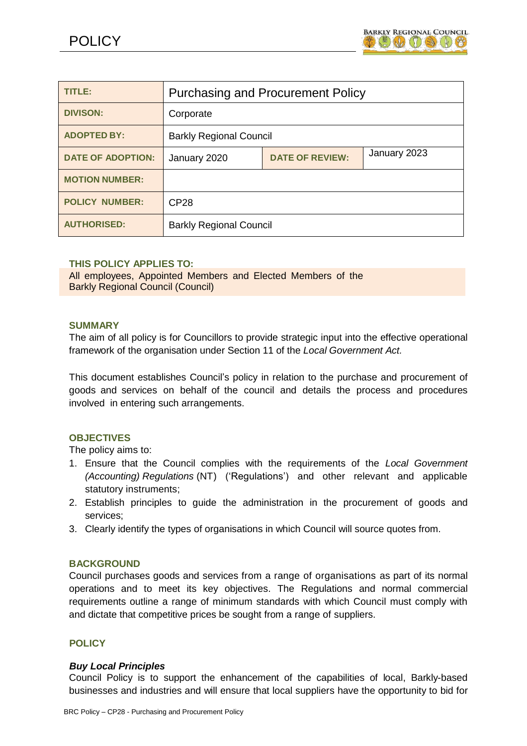# POLICY

| TITLE: | Purchasing and Procurement Policy | | |
|---|---|---|---|
| DIVISON: | Corporate | | |
| ADOPTED BY: | Barkly Regional Council | | |
| DATE OF ADOPTION: | January 2020 | DATE OF REVIEW: | January 2023 |
| MOTION NUMBER: | | | |
| POLICY NUMBER: | CP28 | | |
| AUTHORISED: | Barkly Regional Council | | |

**THIS POLICY APPLIES TO:**

All employees, Appointed Members and Elected Members of the Barkly Regional Council (Council)

## SUMMARY

The aim of all policy is for Councillors to provide strategic input into the effective operational framework of the organisation under Section 11 of the *Local Government Act.*

This document establishes Council's policy in relation to the purchase and procurement of goods and services on behalf of the council and details the process and procedures involved in entering such arrangements.

## OBJECTIVES

The policy aims to:

1. Ensure that the Council complies with the requirements of the *Local Government (Accounting) Regulations* (NT) ('Regulations') and other relevant and applicable statutory instruments;
2. Establish principles to guide the administration in the procurement of goods and services;
3. Clearly identify the types of organisations in which Council will source quotes from.

## BACKGROUND

Council purchases goods and services from a range of organisations as part of its normal operations and to meet its key objectives. The Regulations and normal commercial requirements outline a range of minimum standards with which Council must comply with and dictate that competitive prices be sought from a range of suppliers.

## POLICY

### *Buy Local Principles*

Council Policy is to support the enhancement of the capabilities of local, Barkly-based businesses and industries and will ensure that local suppliers have the opportunity to bid for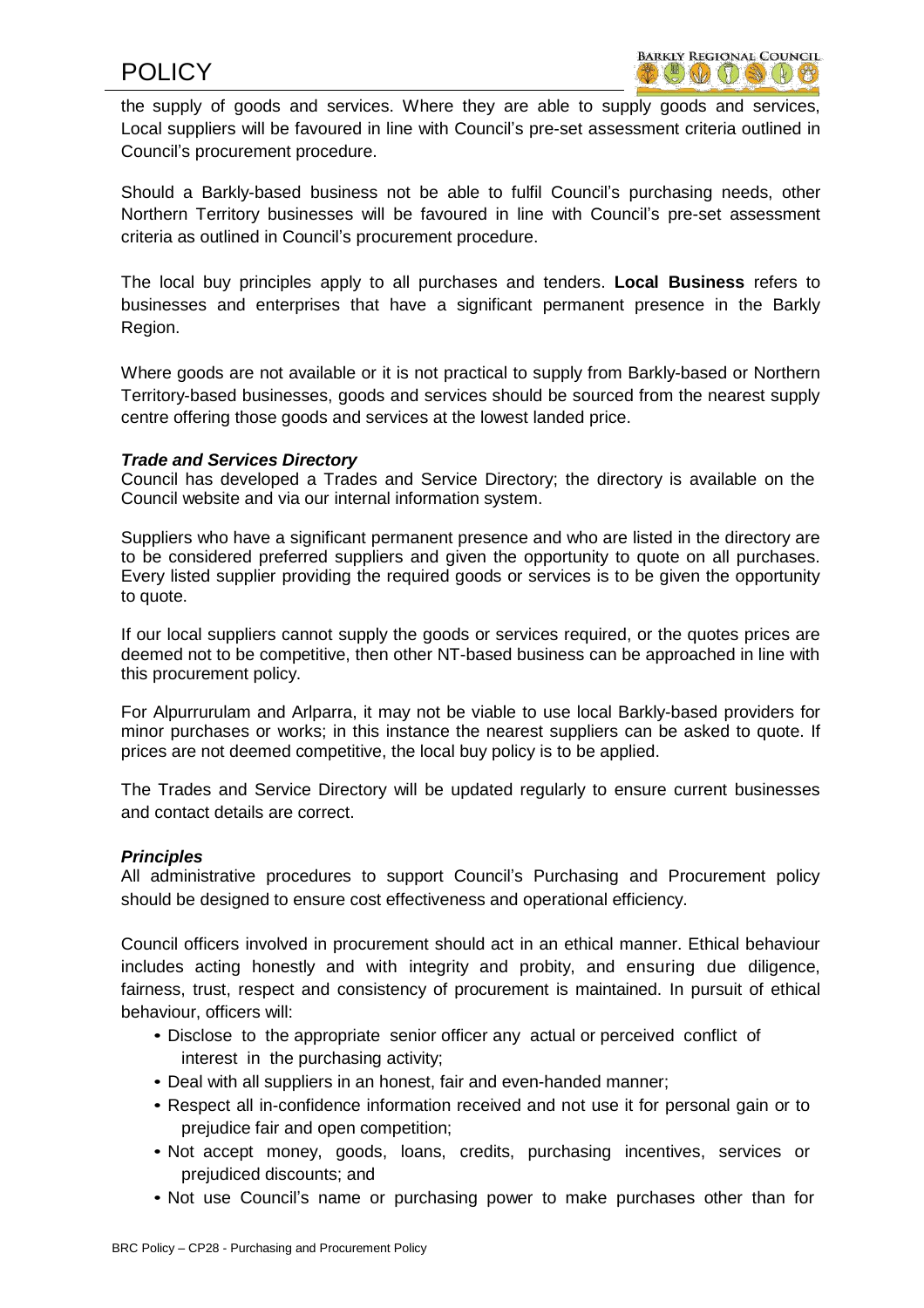the supply of goods and services. Where they are able to supply goods and services, Local suppliers will be favoured in line with Council's pre-set assessment criteria outlined in Council's procurement procedure.

Should a Barkly-based business not be able to fulfil Council's purchasing needs, other Northern Territory businesses will be favoured in line with Council's pre-set assessment criteria as outlined in Council's procurement procedure.

The local buy principles apply to all purchases and tenders. **Local Business** refers to businesses and enterprises that have a significant permanent presence in the Barkly Region.

Where goods are not available or it is not practical to supply from Barkly-based or Northern Territory-based businesses, goods and services should be sourced from the nearest supply centre offering those goods and services at the lowest landed price.

***Trade and Services Directory***

Council has developed a Trades and Service Directory; the directory is available on the Council website and via our internal information system.

Suppliers who have a significant permanent presence and who are listed in the directory are to be considered preferred suppliers and given the opportunity to quote on all purchases. Every listed supplier providing the required goods or services is to be given the opportunity to quote.

If our local suppliers cannot supply the goods or services required, or the quotes prices are deemed not to be competitive, then other NT-based business can be approached in line with this procurement policy.

For Alpurrurulam and Arlparra, it may not be viable to use local Barkly-based providers for minor purchases or works; in this instance the nearest suppliers can be asked to quote. If prices are not deemed competitive, the local buy policy is to be applied.

The Trades and Service Directory will be updated regularly to ensure current businesses and contact details are correct.

***Principles***

All administrative procedures to support Council's Purchasing and Procurement policy should be designed to ensure cost effectiveness and operational efficiency.

Council officers involved in procurement should act in an ethical manner. Ethical behaviour includes acting honestly and with integrity and probity, and ensuring due diligence, fairness, trust, respect and consistency of procurement is maintained. In pursuit of ethical behaviour, officers will:

- Disclose to the appropriate senior officer any actual or perceived conflict of interest in the purchasing activity;
- Deal with all suppliers in an honest, fair and even-handed manner;
- Respect all in-confidence information received and not use it for personal gain or to prejudice fair and open competition;
- Not accept money, goods, loans, credits, purchasing incentives, services or prejudiced discounts; and
- Not use Council's name or purchasing power to make purchases other than for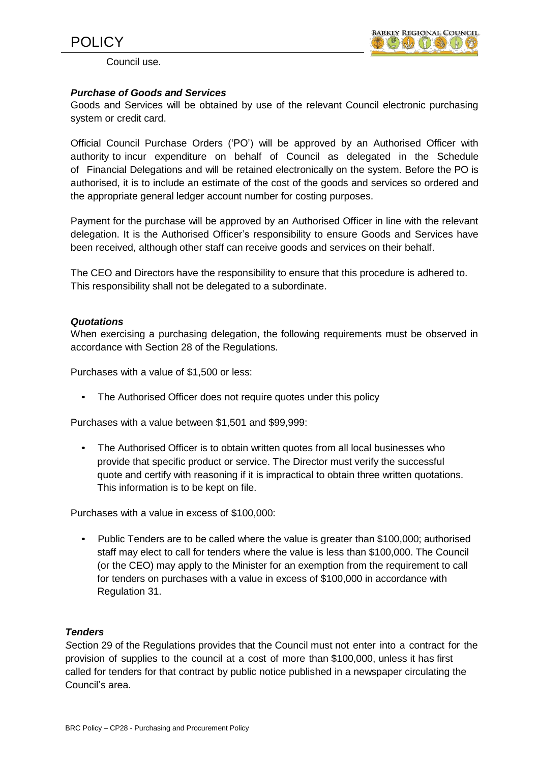Council use.

***Purchase of Goods and Services***

Goods and Services will be obtained by use of the relevant Council electronic purchasing system or credit card.

Official Council Purchase Orders ('PO') will be approved by an Authorised Officer with authority to incur expenditure on behalf of Council as delegated in the Schedule of Financial Delegations and will be retained electronically on the system. Before the PO is authorised, it is to include an estimate of the cost of the goods and services so ordered and the appropriate general ledger account number for costing purposes.

Payment for the purchase will be approved by an Authorised Officer in line with the relevant delegation. It is the Authorised Officer's responsibility to ensure Goods and Services have been received, although other staff can receive goods and services on their behalf.

The CEO and Directors have the responsibility to ensure that this procedure is adhered to. This responsibility shall not be delegated to a subordinate.

***Quotations***

When exercising a purchasing delegation, the following requirements must be observed in accordance with Section 28 of the Regulations.

Purchases with a value of $1,500 or less:

- The Authorised Officer does not require quotes under this policy

Purchases with a value between $1,501 and $99,999:

- The Authorised Officer is to obtain written quotes from all local businesses who provide that specific product or service. The Director must verify the successful quote and certify with reasoning if it is impractical to obtain three written quotations. This information is to be kept on file.

Purchases with a value in excess of $100,000:

- Public Tenders are to be called where the value is greater than $100,000; authorised staff may elect to call for tenders where the value is less than $100,000. The Council (or the CEO) may apply to the Minister for an exemption from the requirement to call for tenders on purchases with a value in excess of $100,000 in accordance with Regulation 31.

***Tenders***

Section 29 of the Regulations provides that the Council must not enter into a contract for the provision of supplies to the council at a cost of more than $100,000, unless it has first called for tenders for that contract by public notice published in a newspaper circulating the Council's area.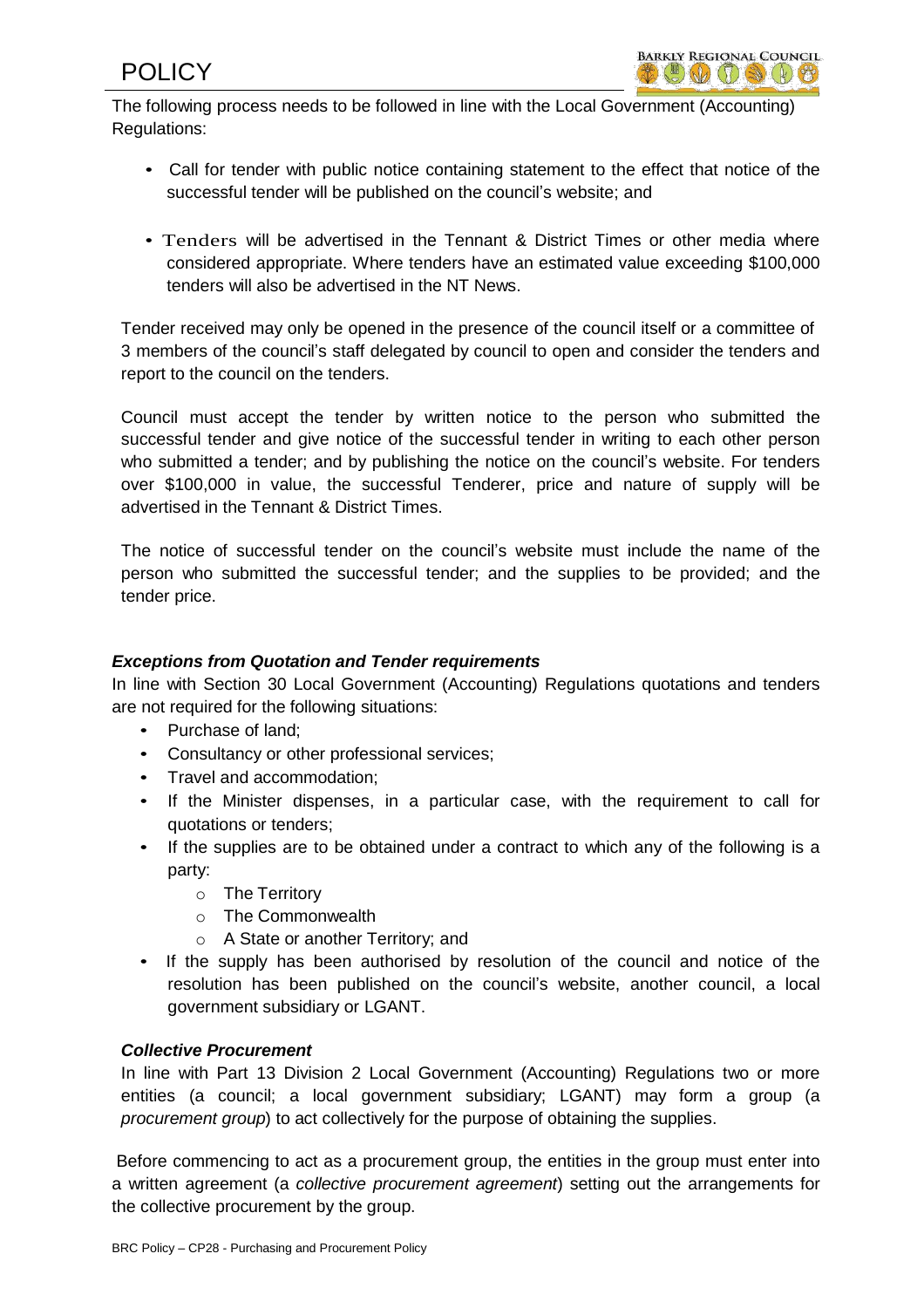The following process needs to be followed in line with the Local Government (Accounting) Regulations:

- Call for tender with public notice containing statement to the effect that notice of the successful tender will be published on the council's website; and
- Tenders will be advertised in the Tennant & District Times or other media where considered appropriate. Where tenders have an estimated value exceeding $100,000 tenders will also be advertised in the NT News.

Tender received may only be opened in the presence of the council itself or a committee of 3 members of the council's staff delegated by council to open and consider the tenders and report to the council on the tenders.

Council must accept the tender by written notice to the person who submitted the successful tender and give notice of the successful tender in writing to each other person who submitted a tender; and by publishing the notice on the council's website. For tenders over $100,000 in value, the successful Tenderer, price and nature of supply will be advertised in the Tennant & District Times.

The notice of successful tender on the council's website must include the name of the person who submitted the successful tender; and the supplies to be provided; and the tender price.

***Exceptions from Quotation and Tender requirements***

In line with Section 30 Local Government (Accounting) Regulations quotations and tenders are not required for the following situations:

- Purchase of land;
- Consultancy or other professional services;
- Travel and accommodation;
- If the Minister dispenses, in a particular case, with the requirement to call for quotations or tenders;
- If the supplies are to be obtained under a contract to which any of the following is a party:
  - The Territory
  - The Commonwealth
  - A State or another Territory; and
- If the supply has been authorised by resolution of the council and notice of the resolution has been published on the council's website, another council, a local government subsidiary or LGANT.

***Collective Procurement***

In line with Part 13 Division 2 Local Government (Accounting) Regulations two or more entities (a council; a local government subsidiary; LGANT) may form a group (a *procurement group*) to act collectively for the purpose of obtaining the supplies.

Before commencing to act as a procurement group, the entities in the group must enter into a written agreement (a *collective procurement agreement*) setting out the arrangements for the collective procurement by the group.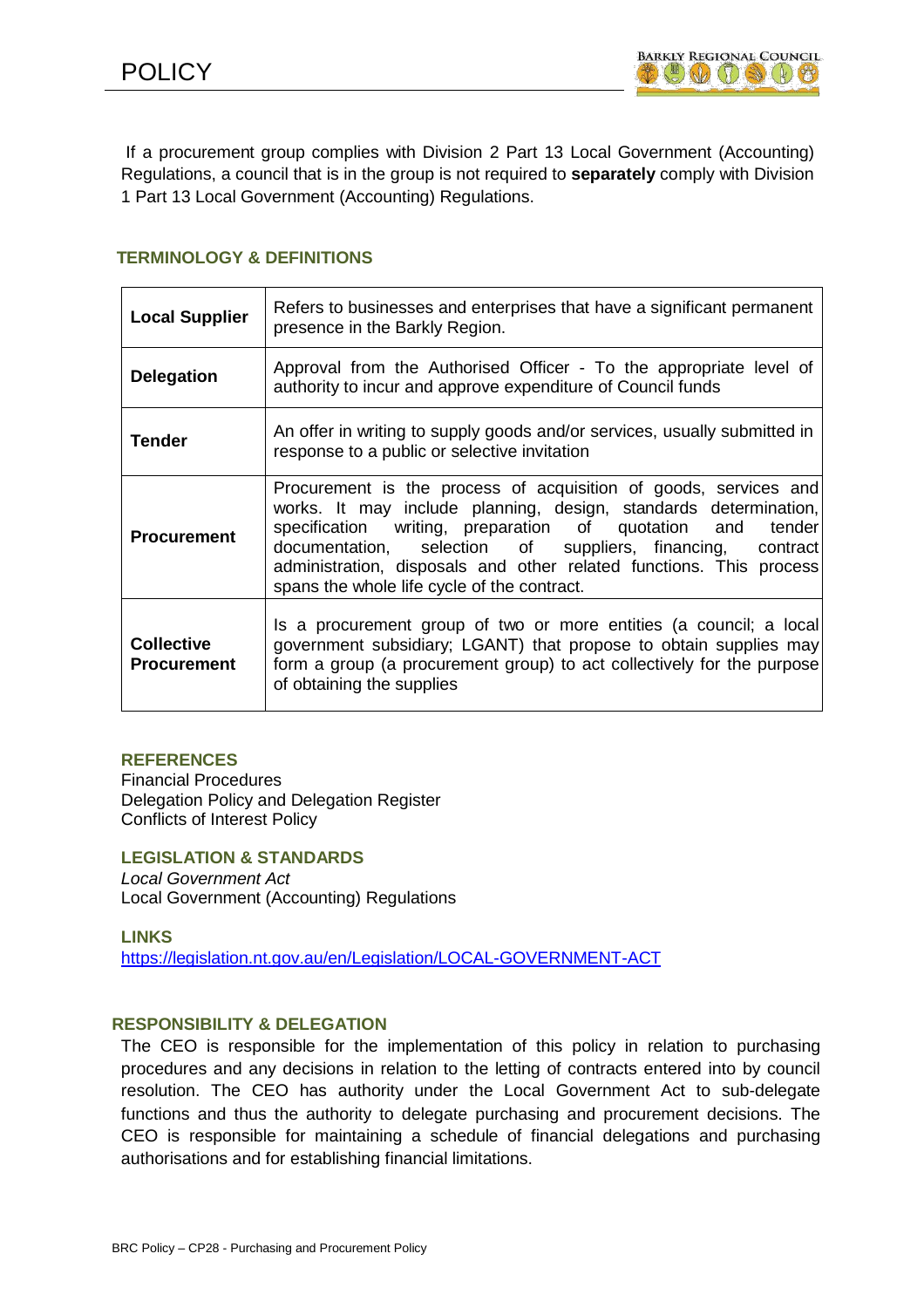If a procurement group complies with Division 2 Part 13 Local Government (Accounting) Regulations, a council that is in the group is not required to **separately** comply with Division 1 Part 13 Local Government (Accounting) Regulations.

## TERMINOLOGY & DEFINITIONS

| | |
|---|---|
| **Local Supplier** | Refers to businesses and enterprises that have a significant permanent presence in the Barkly Region. |
| **Delegation** | Approval from the Authorised Officer - To the appropriate level of authority to incur and approve expenditure of Council funds |
| **Tender** | An offer in writing to supply goods and/or services, usually submitted in response to a public or selective invitation |
| **Procurement** | Procurement is the process of acquisition of goods, services and works. It may include planning, design, standards determination, specification writing, preparation of quotation and tender documentation, selection of suppliers, financing, contract administration, disposals and other related functions. This process spans the whole life cycle of the contract. |
| **Collective Procurement** | Is a procurement group of two or more entities (a council; a local government subsidiary; LGANT) that propose to obtain supplies may form a group (a procurement group) to act collectively for the purpose of obtaining the supplies |

## REFERENCES

Financial Procedures
Delegation Policy and Delegation Register
Conflicts of Interest Policy

## LEGISLATION & STANDARDS

*Local Government Act*
Local Government (Accounting) Regulations

## LINKS

https://legislation.nt.gov.au/en/Legislation/LOCAL-GOVERNMENT-ACT

## RESPONSIBILITY & DELEGATION

The CEO is responsible for the implementation of this policy in relation to purchasing procedures and any decisions in relation to the letting of contracts entered into by council resolution. The CEO has authority under the Local Government Act to sub-delegate functions and thus the authority to delegate purchasing and procurement decisions. The CEO is responsible for maintaining a schedule of financial delegations and purchasing authorisations and for establishing financial limitations.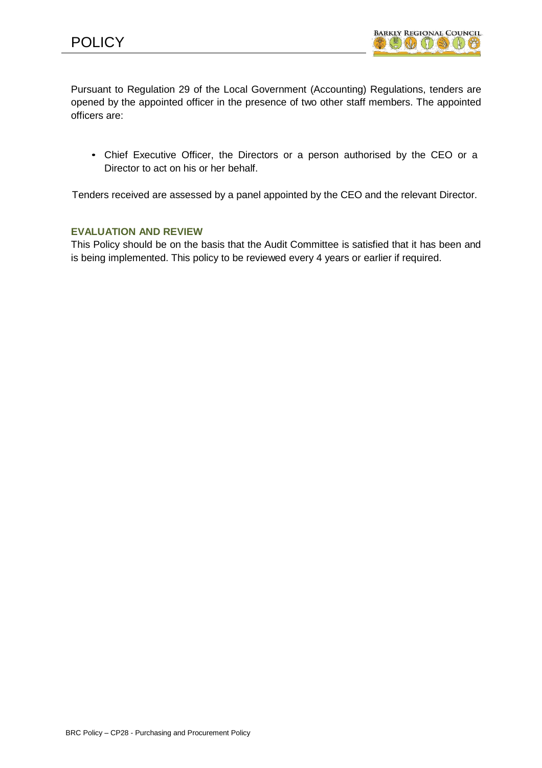Pursuant to Regulation 29 of the Local Government (Accounting) Regulations, tenders are opened by the appointed officer in the presence of two other staff members. The appointed officers are:

- Chief Executive Officer, the Directors or a person authorised by the CEO or a Director to act on his or her behalf.

Tenders received are assessed by a panel appointed by the CEO and the relevant Director.

### EVALUATION AND REVIEW

This Policy should be on the basis that the Audit Committee is satisfied that it has been and is being implemented. This policy to be reviewed every 4 years or earlier if required.